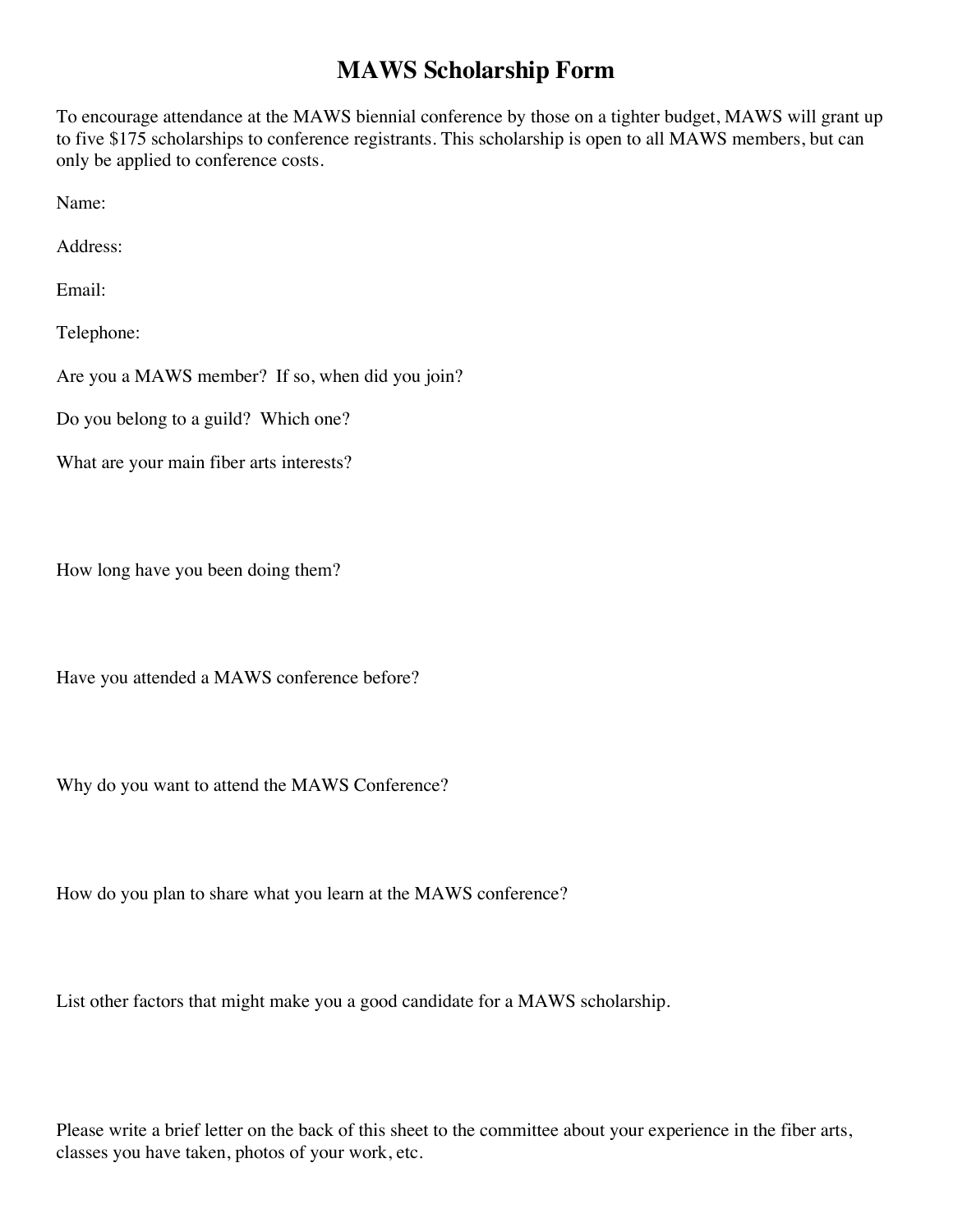# MAWS Scholarship Form

To encourage attendance at the MAWS biennial conference by those on a tighter budget, MAWS will grant up to five $175 scholarships to conference registrants. This scholarship is open to all MAWS members, but can only be applied to conference costs.

Name:

Address:

Email:

Telephone:

Are you a MAWS member? If so, when did you join?

Do you belong to a guild? Which one?

What are your main fiber arts interests?

How long have you been doing them?

Have you attended a MAWS conference before?

Why do you want to attend the MAWS Conference?

How do you plan to share what you learn at the MAWS conference?

List other factors that might make you a good candidate for a MAWS scholarship.

Please write a brief letter on the back of this sheet to the committee about your experience in the fiber arts, classes you have taken, photos of your work, etc.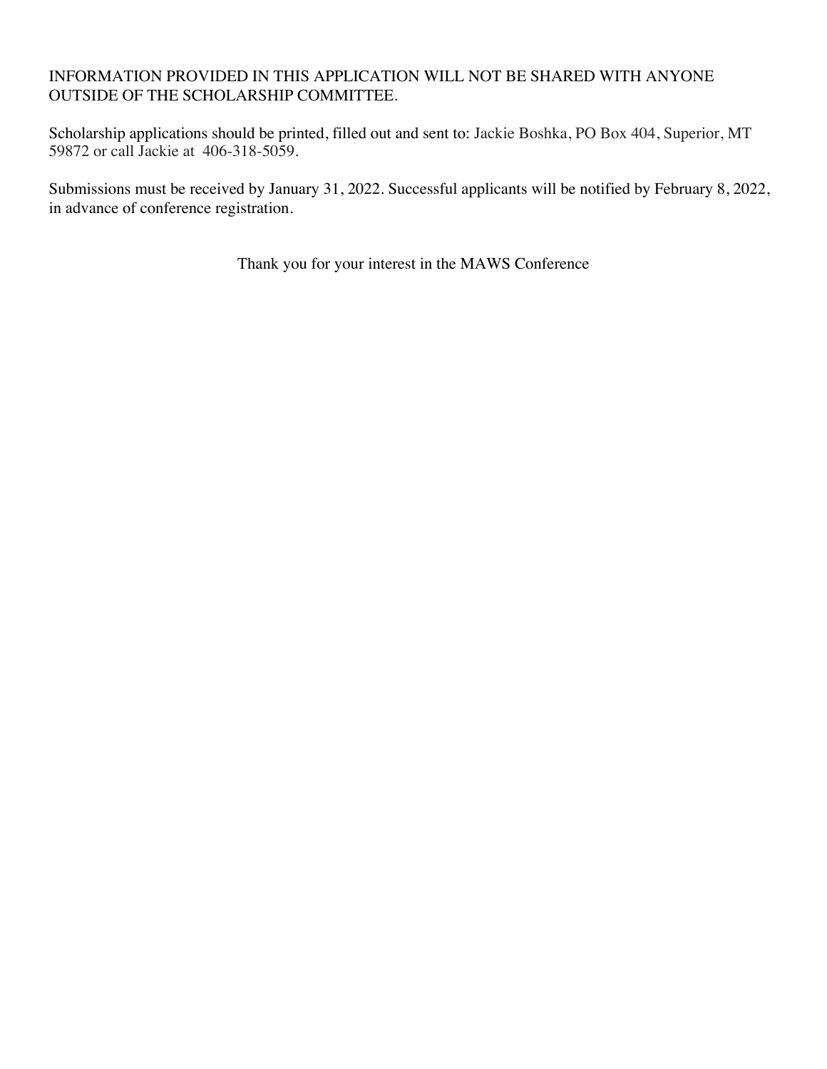INFORMATION PROVIDED IN THIS APPLICATION WILL NOT BE SHARED WITH ANYONE OUTSIDE OF THE SCHOLARSHIP COMMITTEE.

Scholarship applications should be printed, filled out and sent to: Jackie Boshka, PO Box 404, Superior, MT 59872 or call Jackie at 406-318-5059.

Submissions must be received by January 31, 2022. Successful applicants will be notified by February 8, 2022, in advance of conference registration.

Thank you for your interest in the MAWS Conference